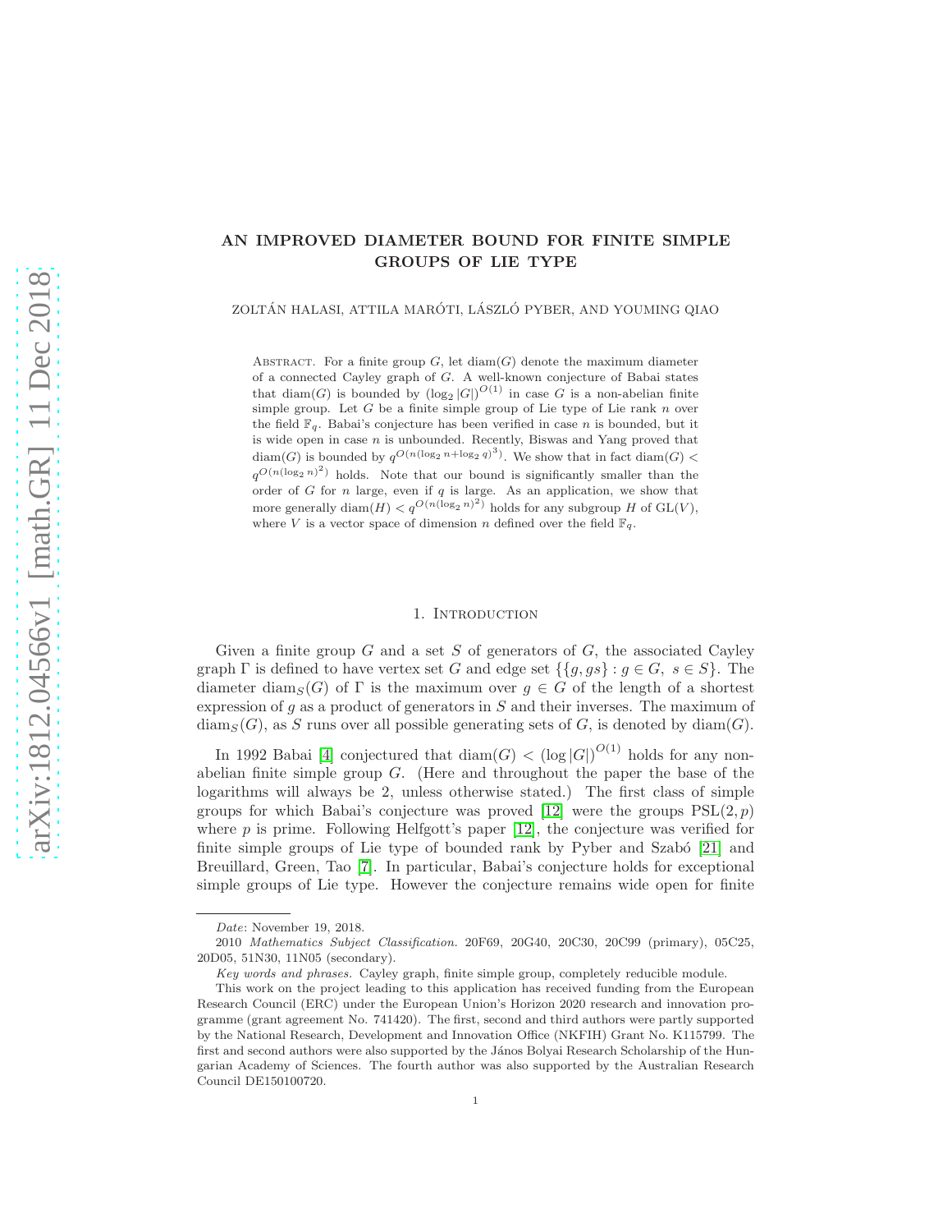# AN IMPROVED DIAMETER BOUND FOR FINITE SIMPLE GROUPS OF LIE TYPE

ZOLTÁN HALASI, ATTILA MARÓTI, LÁSZLÓ PYBER, AND YOUMING QIAO

Abstract. For a finite group $G$, let $\mathrm{diam}(G)$ denote the maximum diameter of a connected Cayley graph of $G$. A well-known conjecture of Babai states that $\mathrm{diam}(G)$ is bounded by $(\log_2 |G|)^{O(1)}$ in case $G$ is a non-abelian finite simple group. Let $G$ be a finite simple group of Lie type of Lie rank $n$ over the field $\mathbb{F}_q$. Babai's conjecture has been verified in case $n$ is bounded, but it is wide open in case $n$ is unbounded. Recently, Biswas and Yang proved that $\mathrm{diam}(G)$ is bounded by $q^{O(n(\log_2 n + \log_2 q)^3)}$. We show that in fact $\mathrm{diam}(G) < q^{O(n(\log_2 n)^2)}$ holds. Note that our bound is significantly smaller than the order of $G$ for $n$ large, even if $q$ is large. As an application, we show that more generally $\mathrm{diam}(H) < q^{O(n(\log_2 n)^2)}$ holds for any subgroup $H$ of $\mathrm{GL}(V)$, where $V$ is a vector space of dimension $n$ defined over the field $\mathbb{F}_q$.

## 1. Introduction

Given a finite group $G$ and a set $S$ of generators of $G$, the associated Cayley graph $\Gamma$ is defined to have vertex set $G$ and edge set $\{\{g, gs\} : g \in G,\ s \in S\}$. The diameter $\mathrm{diam}_S(G)$ of $\Gamma$ is the maximum over $g \in G$ of the length of a shortest expression of $g$ as a product of generators in $S$ and their inverses. The maximum of $\mathrm{diam}_S(G)$, as $S$ runs over all possible generating sets of $G$, is denoted by $\mathrm{diam}(G)$.

In 1992 Babai [4] conjectured that $\mathrm{diam}(G) < (\log |G|)^{O(1)}$ holds for any non-abelian finite simple group $G$. (Here and throughout the paper the base of the logarithms will always be 2, unless otherwise stated.) The first class of simple groups for which Babai's conjecture was proved [12] were the groups $\mathrm{PSL}(2, p)$ where $p$ is prime. Following Helfgott's paper [12], the conjecture was verified for finite simple groups of Lie type of bounded rank by Pyber and Szabó [21] and Breuillard, Green, Tao [7]. In particular, Babai's conjecture holds for exceptional simple groups of Lie type. However the conjecture remains wide open for finite

---

*Date*: November 19, 2018.

2010 *Mathematics Subject Classification.* 20F69, 20G40, 20C30, 20C99 (primary), 05C25, 20D05, 51N30, 11N05 (secondary).

*Key words and phrases.* Cayley graph, finite simple group, completely reducible module.

This work on the project leading to this application has received funding from the European Research Council (ERC) under the European Union's Horizon 2020 research and innovation programme (grant agreement No. 741420). The first, second and third authors were partly supported by the National Research, Development and Innovation Office (NKFIH) Grant No. K115799. The first and second authors were also supported by the János Bolyai Research Scholarship of the Hungarian Academy of Sciences. The fourth author was also supported by the Australian Research Council DE150100720.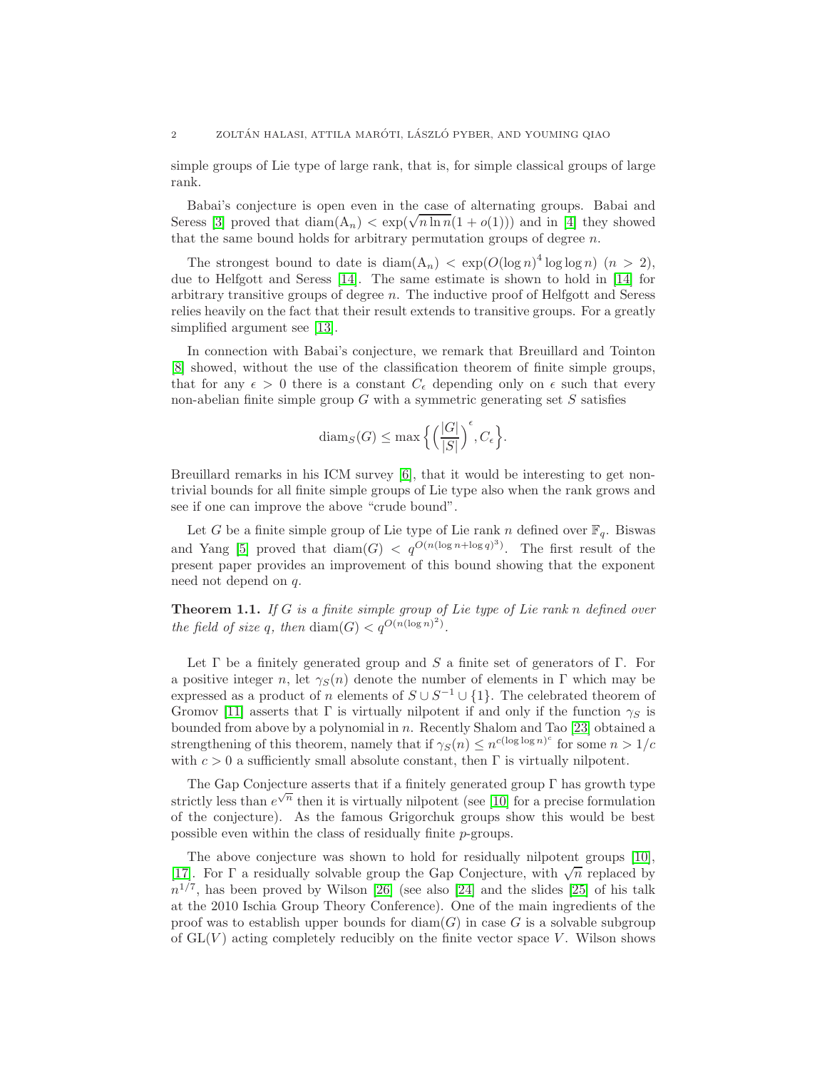simple groups of Lie type of large rank, that is, for simple classical groups of large rank.

Babai's conjecture is open even in the case of alternating groups. Babai and Seress [3] proved that $\mathrm{diam}(\mathrm{A}_n) < \exp(\sqrt{n \ln n}(1 + o(1)))$ and in [4] they showed that the same bound holds for arbitrary permutation groups of degree $n$.

The strongest bound to date is $\mathrm{diam}(\mathrm{A}_n) < \exp(O(\log n)^4 \log\log n)$ $(n > 2)$, due to Helfgott and Seress [14]. The same estimate is shown to hold in [14] for arbitrary transitive groups of degree $n$. The inductive proof of Helfgott and Seress relies heavily on the fact that their result extends to transitive groups. For a greatly simplified argument see [13].

In connection with Babai's conjecture, we remark that Breuillard and Tointon [8] showed, without the use of the classification theorem of finite simple groups, that for any $\epsilon > 0$ there is a constant $C_\epsilon$ depending only on $\epsilon$ such that every non-abelian finite simple group $G$ with a symmetric generating set $S$ satisfies

$$\mathrm{diam}_S(G) \leq \max\Big\{ \Big(\frac{|G|}{|S|}\Big)^{\epsilon}, C_\epsilon \Big\}.$$

Breuillard remarks in his ICM survey [6], that it would be interesting to get non-trivial bounds for all finite simple groups of Lie type also when the rank grows and see if one can improve the above "crude bound".

Let $G$ be a finite simple group of Lie type of Lie rank $n$ defined over $\mathbb{F}_q$. Biswas and Yang [5] proved that $\mathrm{diam}(G) < q^{O(n(\log n + \log q)^3)}$. The first result of the present paper provides an improvement of this bound showing that the exponent need not depend on $q$.

**Theorem 1.1.** *If $G$ is a finite simple group of Lie type of Lie rank $n$ defined over the field of size $q$, then $\mathrm{diam}(G) < q^{O(n(\log n)^2)}$.*

Let $\Gamma$ be a finitely generated group and $S$ a finite set of generators of $\Gamma$. For a positive integer $n$, let $\gamma_S(n)$ denote the number of elements in $\Gamma$ which may be expressed as a product of $n$ elements of $S \cup S^{-1} \cup \{1\}$. The celebrated theorem of Gromov [11] asserts that $\Gamma$ is virtually nilpotent if and only if the function $\gamma_S$ is bounded from above by a polynomial in $n$. Recently Shalom and Tao [23] obtained a strengthening of this theorem, namely that if $\gamma_S(n) \leq n^{c(\log\log n)^c}$ for some $n > 1/c$ with $c > 0$ a sufficiently small absolute constant, then $\Gamma$ is virtually nilpotent.

The Gap Conjecture asserts that if a finitely generated group $\Gamma$ has growth type strictly less than $e^{\sqrt{n}}$ then it is virtually nilpotent (see [10] for a precise formulation of the conjecture). As the famous Grigorchuk groups show this would be best possible even within the class of residually finite $p$-groups.

The above conjecture was shown to hold for residually nilpotent groups [10], [17]. For $\Gamma$ a residually solvable group the Gap Conjecture, with $\sqrt{n}$ replaced by $n^{1/7}$, has been proved by Wilson [26] (see also [24] and the slides [25] of his talk at the 2010 Ischia Group Theory Conference). One of the main ingredients of the proof was to establish upper bounds for $\mathrm{diam}(G)$ in case $G$ is a solvable subgroup of $\mathrm{GL}(V)$ acting completely reducibly on the finite vector space $V$. Wilson shows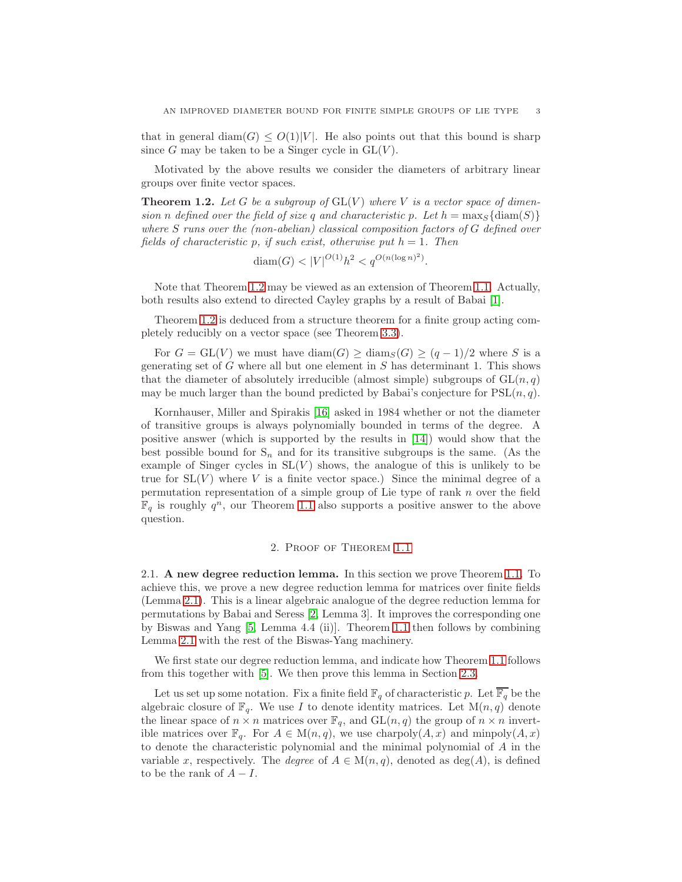that in general $\operatorname{diam}(G) \leq O(1)|V|$. He also points out that this bound is sharp since $G$ may be taken to be a Singer cycle in $\mathrm{GL}(V)$.

Motivated by the above results we consider the diameters of arbitrary linear groups over finite vector spaces.

**Theorem 1.2.** *Let $G$ be a subgroup of $\mathrm{GL}(V)$ where $V$ is a vector space of dimension $n$ defined over the field of size $q$ and characteristic $p$. Let $h = \max_S\{\operatorname{diam}(S)\}$ where $S$ runs over the (non-abelian) classical composition factors of $G$ defined over fields of characteristic $p$, if such exist, otherwise put $h = 1$. Then*

$$\operatorname{diam}(G) < |V|^{O(1)} h^2 < q^{O(n(\log n)^2)}.$$

Note that Theorem 1.2 may be viewed as an extension of Theorem 1.1. Actually, both results also extend to directed Cayley graphs by a result of Babai [1].

Theorem 1.2 is deduced from a structure theorem for a finite group acting completely reducibly on a vector space (see Theorem 3.3).

For $G = \mathrm{GL}(V)$ we must have $\operatorname{diam}(G) \geq \operatorname{diam}_S(G) \geq (q-1)/2$ where $S$ is a generating set of $G$ where all but one element in $S$ has determinant 1. This shows that the diameter of absolutely irreducible (almost simple) subgroups of $\mathrm{GL}(n, q)$ may be much larger than the bound predicted by Babai's conjecture for $\mathrm{PSL}(n, q)$.

Kornhauser, Miller and Spirakis [16] asked in 1984 whether or not the diameter of transitive groups is always polynomially bounded in terms of the degree. A positive answer (which is supported by the results in [14]) would show that the best possible bound for $\mathrm{S}_n$ and for its transitive subgroups is the same. (As the example of Singer cycles in $\mathrm{SL}(V)$ shows, the analogue of this is unlikely to be true for $\mathrm{SL}(V)$ where $V$ is a finite vector space.) Since the minimal degree of a permutation representation of a simple group of Lie type of rank $n$ over the field $\mathbb{F}_q$ is roughly $q^n$, our Theorem 1.1 also supports a positive answer to the above question.

## 2. Proof of Theorem 1.1

**2.1. A new degree reduction lemma.** In this section we prove Theorem 1.1. To achieve this, we prove a new degree reduction lemma for matrices over finite fields (Lemma 2.1). This is a linear algebraic analogue of the degree reduction lemma for permutations by Babai and Seress [2, Lemma 3]. It improves the corresponding one by Biswas and Yang [5, Lemma 4.4 (ii)]. Theorem 1.1 then follows by combining Lemma 2.1 with the rest of the Biswas-Yang machinery.

We first state our degree reduction lemma, and indicate how Theorem 1.1 follows from this together with [5]. We then prove this lemma in Section 2.3.

Let us set up some notation. Fix a finite field $\mathbb{F}_q$ of characteristic $p$. Let $\overline{\mathbb{F}_q}$ be the algebraic closure of $\mathbb{F}_q$. We use $I$ to denote identity matrices. Let $\mathrm{M}(n, q)$ denote the linear space of $n \times n$ matrices over $\mathbb{F}_q$, and $\mathrm{GL}(n, q)$ the group of $n \times n$ invertible matrices over $\mathbb{F}_q$. For $A \in \mathrm{M}(n, q)$, we use $\operatorname{charpoly}(A, x)$ and $\operatorname{minpoly}(A, x)$ to denote the characteristic polynomial and the minimal polynomial of $A$ in the variable $x$, respectively. The *degree* of $A \in \mathrm{M}(n, q)$, denoted as $\deg(A)$, is defined to be the rank of $A - I$.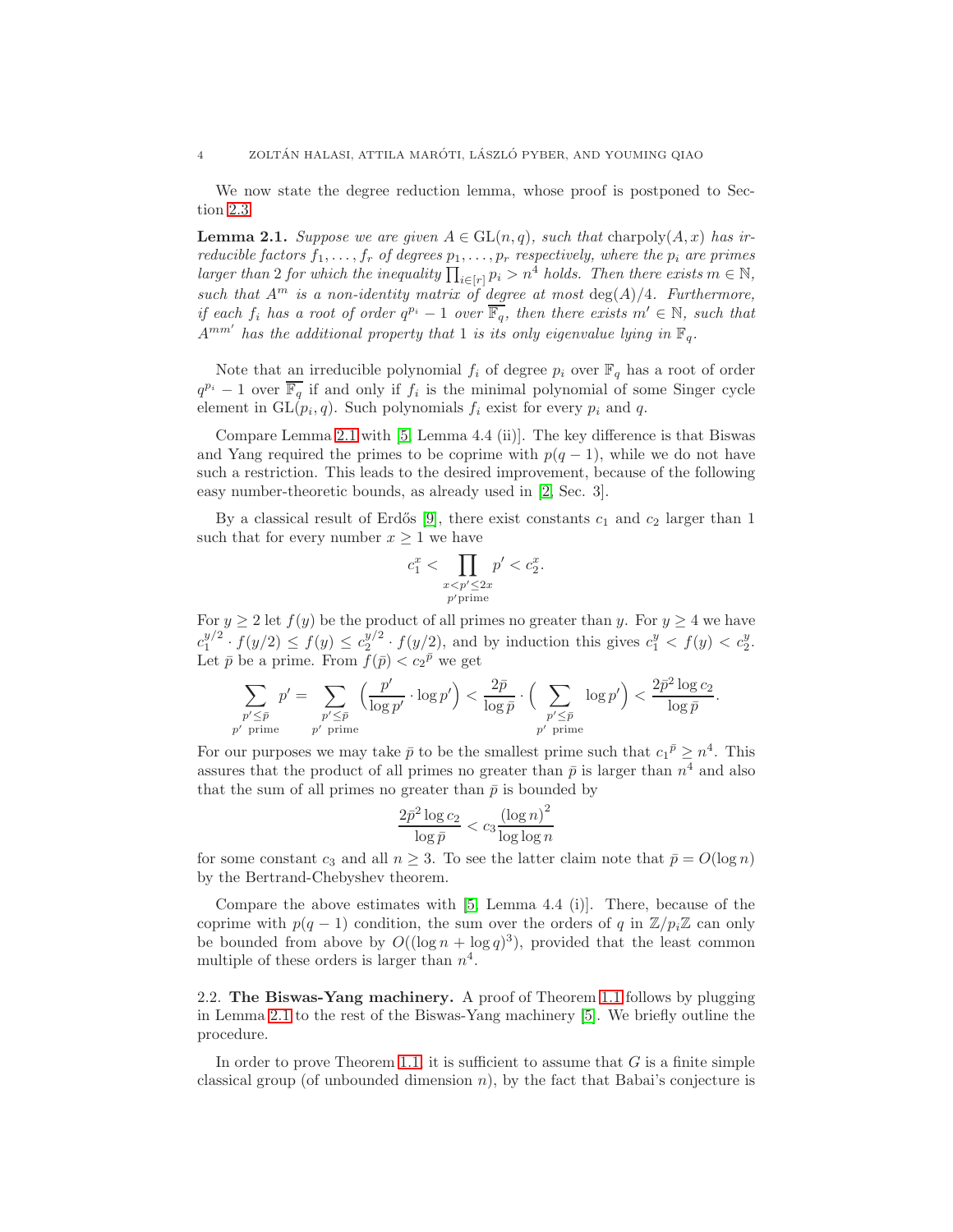We now state the degree reduction lemma, whose proof is postponed to Section 2.3.

**Lemma 2.1.** *Suppose we are given $A \in \mathrm{GL}(n,q)$, such that* $\mathrm{charpoly}(A,x)$ *has irreducible factors $f_1,\dots,f_r$ of degrees $p_1,\dots,p_r$ respectively, where the $p_i$ are primes larger than 2 for which the inequality $\prod_{i\in[r]} p_i > n^4$ holds. Then there exists $m \in \mathbb{N}$, such that $A^m$ is a non-identity matrix of degree at most $\deg(A)/4$. Furthermore, if each $f_i$ has a root of order $q^{p_i}-1$ over $\overline{\mathbb{F}_q}$, then there exists $m' \in \mathbb{N}$, such that $A^{mm'}$ has the additional property that 1 is its only eigenvalue lying in $\mathbb{F}_q$.*

Note that an irreducible polynomial $f_i$ of degree $p_i$ over $\mathbb{F}_q$ has a root of order $q^{p_i}-1$ over $\overline{\mathbb{F}_q}$ if and only if $f_i$ is the minimal polynomial of some Singer cycle element in $\mathrm{GL}(p_i,q)$. Such polynomials $f_i$ exist for every $p_i$ and $q$.

Compare Lemma 2.1 with [5, Lemma 4.4 (ii)]. The key difference is that Biswas and Yang required the primes to be coprime with $p(q-1)$, while we do not have such a restriction. This leads to the desired improvement, because of the following easy number-theoretic bounds, as already used in [2, Sec. 3].

By a classical result of Erdős [9], there exist constants $c_1$ and $c_2$ larger than 1 such that for every number $x \geq 1$ we have

$$c_1^x < \prod_{\substack{x < p' \leq 2x \\ p' \text{prime}}} p' < c_2^x.$$

For $y \geq 2$ let $f(y)$ be the product of all primes no greater than $y$. For $y \geq 4$ we have $c_1^{y/2} \cdot f(y/2) \leq f(y) \leq c_2^{y/2} \cdot f(y/2)$, and by induction this gives $c_1^y < f(y) < c_2^y$. Let $\bar{p}$ be a prime. From $f(\bar{p}) < c_2{}^{\bar{p}}$ we get

$$\sum_{\substack{p' \leq \bar{p} \\ p' \text{ prime}}} p' = \sum_{\substack{p' \leq \bar{p} \\ p' \text{ prime}}} \Big( \frac{p'}{\log p'} \cdot \log p' \Big) < \frac{2\bar{p}}{\log \bar{p}} \cdot \Big( \sum_{\substack{p' \leq \bar{p} \\ p' \text{ prime}}} \log p' \Big) < \frac{2\bar{p}^2 \log c_2}{\log \bar{p}}.$$

For our purposes we may take $\bar{p}$ to be the smallest prime such that $c_1{}^{\bar{p}} \geq n^4$. This assures that the product of all primes no greater than $\bar{p}$ is larger than $n^4$ and also that the sum of all primes no greater than $\bar{p}$ is bounded by

$$\frac{2\bar{p}^2 \log c_2}{\log \bar{p}} < c_3 \frac{(\log n)^2}{\log \log n}$$

for some constant $c_3$ and all $n \geq 3$. To see the latter claim note that $\bar{p} = O(\log n)$ by the Bertrand-Chebyshev theorem.

Compare the above estimates with [5, Lemma 4.4 (i)]. There, because of the coprime with $p(q-1)$ condition, the sum over the orders of $q$ in $\mathbb{Z}/p_i\mathbb{Z}$ can only be bounded from above by $O((\log n + \log q)^3)$, provided that the least common multiple of these orders is larger than $n^4$.

## 2.2. The Biswas-Yang machinery.

A proof of Theorem 1.1 follows by plugging in Lemma 2.1 to the rest of the Biswas-Yang machinery [5]. We briefly outline the procedure.

In order to prove Theorem 1.1, it is sufficient to assume that $G$ is a finite simple classical group (of unbounded dimension $n$), by the fact that Babai's conjecture is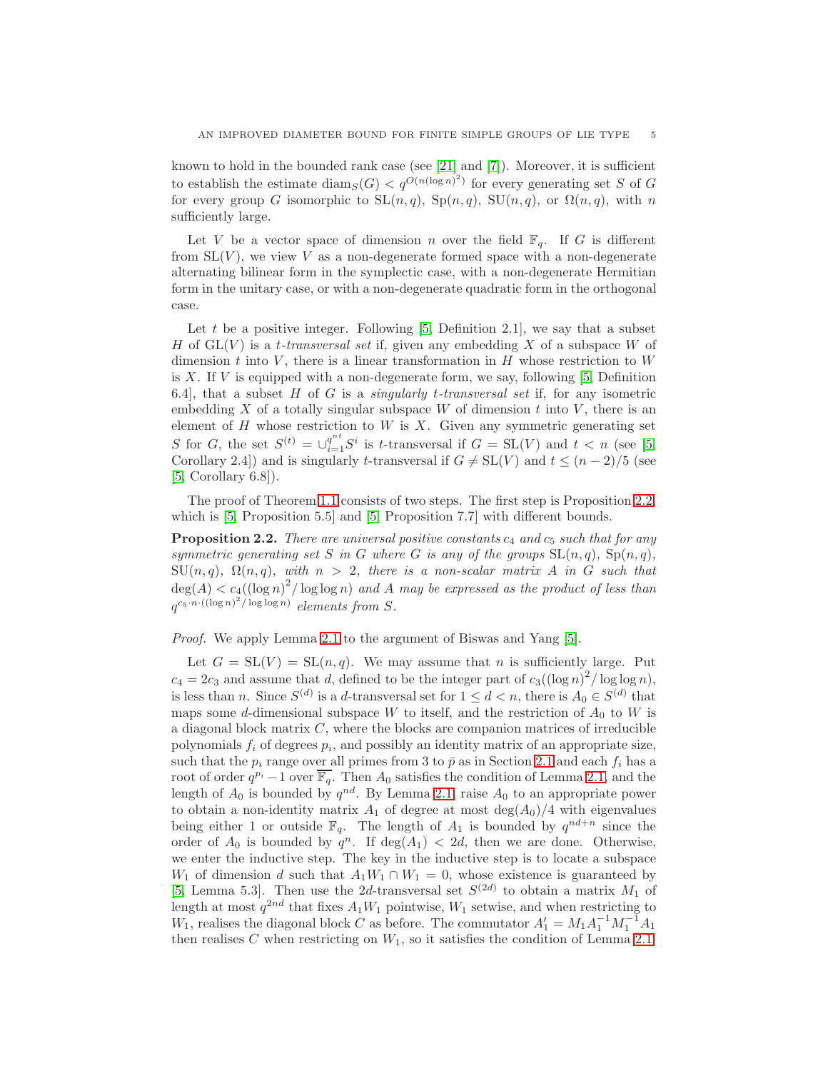known to hold in the bounded rank case (see [21] and [7]). Moreover, it is sufficient to establish the estimate $\mathrm{diam}_S(G) < q^{O(n(\log n)^2)}$ for every generating set $S$ of $G$ for every group $G$ isomorphic to $\mathrm{SL}(n,q)$, $\mathrm{Sp}(n,q)$, $\mathrm{SU}(n,q)$, or $\Omega(n,q)$, with $n$ sufficiently large.

Let $V$ be a vector space of dimension $n$ over the field $\mathbb{F}_q$. If $G$ is different from $\mathrm{SL}(V)$, we view $V$ as a non-degenerate formed space with a non-degenerate alternating bilinear form in the symplectic case, with a non-degenerate Hermitian form in the unitary case, or with a non-degenerate quadratic form in the orthogonal case.

Let $t$ be a positive integer. Following [5, Definition 2.1], we say that a subset $H$ of $\mathrm{GL}(V)$ is a *$t$-transversal set* if, given any embedding $X$ of a subspace $W$ of dimension $t$ into $V$, there is a linear transformation in $H$ whose restriction to $W$ is $X$. If $V$ is equipped with a non-degenerate form, we say, following [5, Definition 6.4], that a subset $H$ of $G$ is a *singularly $t$-transversal set* if, for any isometric embedding $X$ of a totally singular subspace $W$ of dimension $t$ into $V$, there is an element of $H$ whose restriction to $W$ is $X$. Given any symmetric generating set $S$ for $G$, the set $S^{(t)} = \cup_{i=1}^{q^{nt}} S^i$ is $t$-transversal if $G = \mathrm{SL}(V)$ and $t < n$ (see [5, Corollary 2.4]) and is singularly $t$-transversal if $G \neq \mathrm{SL}(V)$ and $t \leq (n-2)/5$ (see [5, Corollary 6.8]).

The proof of Theorem 1.1 consists of two steps. The first step is Proposition 2.2, which is [5, Proposition 5.5] and [5, Proposition 7.7] with different bounds.

**Proposition 2.2.** *There are universal positive constants $c_4$ and $c_5$ such that for any symmetric generating set $S$ in $G$ where $G$ is any of the groups $\mathrm{SL}(n,q)$, $\mathrm{Sp}(n,q)$, $\mathrm{SU}(n,q)$, $\Omega(n,q)$, with $n > 2$, there is a non-scalar matrix $A$ in $G$ such that $\deg(A) < c_4((\log n)^2/\log\log n)$ and $A$ may be expressed as the product of less than $q^{c_5 \cdot n \cdot ((\log n)^2/\log\log n)}$ elements from $S$.*

*Proof.* We apply Lemma 2.1 to the argument of Biswas and Yang [5].

Let $G = \mathrm{SL}(V) = \mathrm{SL}(n,q)$. We may assume that $n$ is sufficiently large. Put $c_4 = 2c_3$ and assume that $d$, defined to be the integer part of $c_3((\log n)^2/\log\log n)$, is less than $n$. Since $S^{(d)}$ is a $d$-transversal set for $1 \leq d < n$, there is $A_0 \in S^{(d)}$ that maps some $d$-dimensional subspace $W$ to itself, and the restriction of $A_0$ to $W$ is a diagonal block matrix $C$, where the blocks are companion matrices of irreducible polynomials $f_i$ of degrees $p_i$, and possibly an identity matrix of an appropriate size, such that the $p_i$ range over all primes from 3 to $\bar{p}$ as in Section 2.1 and each $f_i$ has a root of order $q^{p_i} - 1$ over $\overline{\mathbb{F}_q}$. Then $A_0$ satisfies the condition of Lemma 2.1, and the length of $A_0$ is bounded by $q^{nd}$. By Lemma 2.1, raise $A_0$ to an appropriate power to obtain a non-identity matrix $A_1$ of degree at most $\deg(A_0)/4$ with eigenvalues being either 1 or outside $\mathbb{F}_q$. The length of $A_1$ is bounded by $q^{nd+n}$ since the order of $A_0$ is bounded by $q^n$. If $\deg(A_1) < 2d$, then we are done. Otherwise, we enter the inductive step. The key in the inductive step is to locate a subspace $W_1$ of dimension $d$ such that $A_1 W_1 \cap W_1 = 0$, whose existence is guaranteed by [5, Lemma 5.3]. Then use the $2d$-transversal set $S^{(2d)}$ to obtain a matrix $M_1$ of length at most $q^{2nd}$ that fixes $A_1 W_1$ pointwise, $W_1$ setwise, and when restricting to $W_1$, realises the diagonal block $C$ as before. The commutator $A_1' = M_1 A_1^{-1} M_1^{-1} A_1$ then realises $C$ when restricting on $W_1$, so it satisfies the condition of Lemma 2.1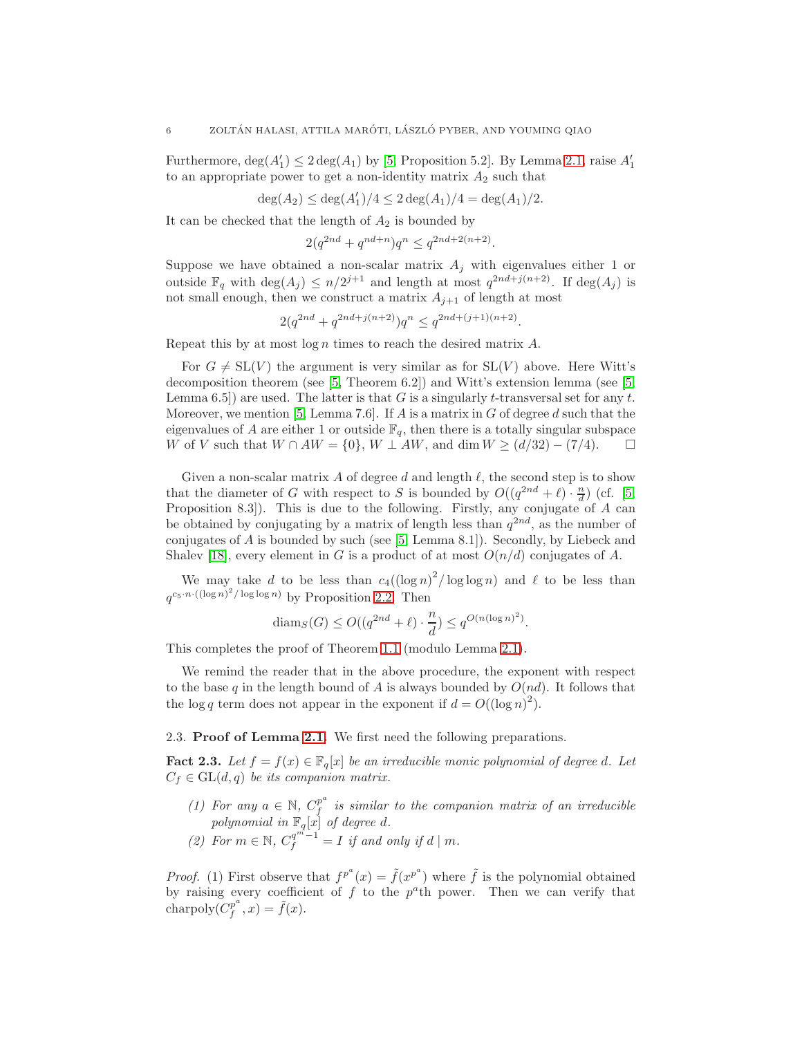Furthermore, $\deg(A_1') \leq 2\deg(A_1)$ by [5, Proposition 5.2]. By Lemma 2.1, raise $A_1'$ to an appropriate power to get a non-identity matrix $A_2$ such that

$$\deg(A_2) \leq \deg(A_1')/4 \leq 2\deg(A_1)/4 = \deg(A_1)/2.$$

It can be checked that the length of $A_2$ is bounded by

$$2(q^{2nd} + q^{nd+n})q^n \leq q^{2nd+2(n+2)}.$$

Suppose we have obtained a non-scalar matrix $A_j$ with eigenvalues either 1 or outside $\mathbb{F}_q$ with $\deg(A_j) \leq n/2^{j+1}$ and length at most $q^{2nd+j(n+2)}$. If $\deg(A_j)$ is not small enough, then we construct a matrix $A_{j+1}$ of length at most

$$2(q^{2nd} + q^{2nd+j(n+2)})q^n \leq q^{2nd+(j+1)(n+2)}.$$

Repeat this by at most $\log n$ times to reach the desired matrix $A$.

For $G \neq \mathrm{SL}(V)$ the argument is very similar as for $\mathrm{SL}(V)$ above. Here Witt's decomposition theorem (see [5, Theorem 6.2]) and Witt's extension lemma (see [5, Lemma 6.5]) are used. The latter is that $G$ is a singularly $t$-transversal set for any $t$. Moreover, we mention [5, Lemma 7.6]. If $A$ is a matrix in $G$ of degree $d$ such that the eigenvalues of $A$ are either 1 or outside $\mathbb{F}_q$, then there is a totally singular subspace $W$ of $V$ such that $W \cap AW = \{0\}$, $W \perp AW$, and $\dim W \geq (d/32) - (7/4)$. $\square$

Given a non-scalar matrix $A$ of degree $d$ and length $\ell$, the second step is to show that the diameter of $G$ with respect to $S$ is bounded by $O((q^{2nd} + \ell) \cdot \frac{n}{d})$ (cf. [5, Proposition 8.3]). This is due to the following. Firstly, any conjugate of $A$ can be obtained by conjugating by a matrix of length less than $q^{2nd}$, as the number of conjugates of $A$ is bounded by such (see [5, Lemma 8.1]). Secondly, by Liebeck and Shalev [18], every element in $G$ is a product of at most $O(n/d)$ conjugates of $A$.

We may take $d$ to be less than $c_4((\log n)^2/\log\log n)$ and $\ell$ to be less than $q^{c_5 \cdot n \cdot ((\log n)^2/\log\log n)}$ by Proposition 2.2. Then

$$\mathrm{diam}_S(G) \leq O((q^{2nd} + \ell) \cdot \frac{n}{d}) \leq q^{O(n(\log n)^2)}.$$

This completes the proof of Theorem 1.1 (modulo Lemma 2.1).

We remind the reader that in the above procedure, the exponent with respect to the base $q$ in the length bound of $A$ is always bounded by $O(nd)$. It follows that the $\log q$ term does not appear in the exponent if $d = O((\log n)^2)$.

### 2.3. Proof of Lemma 2.1.

We first need the following preparations.

**Fact 2.3.** *Let $f = f(x) \in \mathbb{F}_q[x]$ be an irreducible monic polynomial of degree $d$. Let $C_f \in \mathrm{GL}(d,q)$ be its companion matrix.*

1. *For any $a \in \mathbb{N}$, $C_f^{p^a}$ is similar to the companion matrix of an irreducible polynomial in $\mathbb{F}_q[x]$ of degree $d$.*
2. *For $m \in \mathbb{N}$, $C_f^{q^m-1} = I$ if and only if $d \mid m$.*

*Proof.* (1) First observe that $f^{p^a}(x) = \tilde{f}(x^{p^a})$ where $\tilde{f}$ is the polynomial obtained by raising every coefficient of $f$ to the $p^a$th power. Then we can verify that $\mathrm{charpoly}(C_f^{p^a}, x) = \tilde{f}(x)$.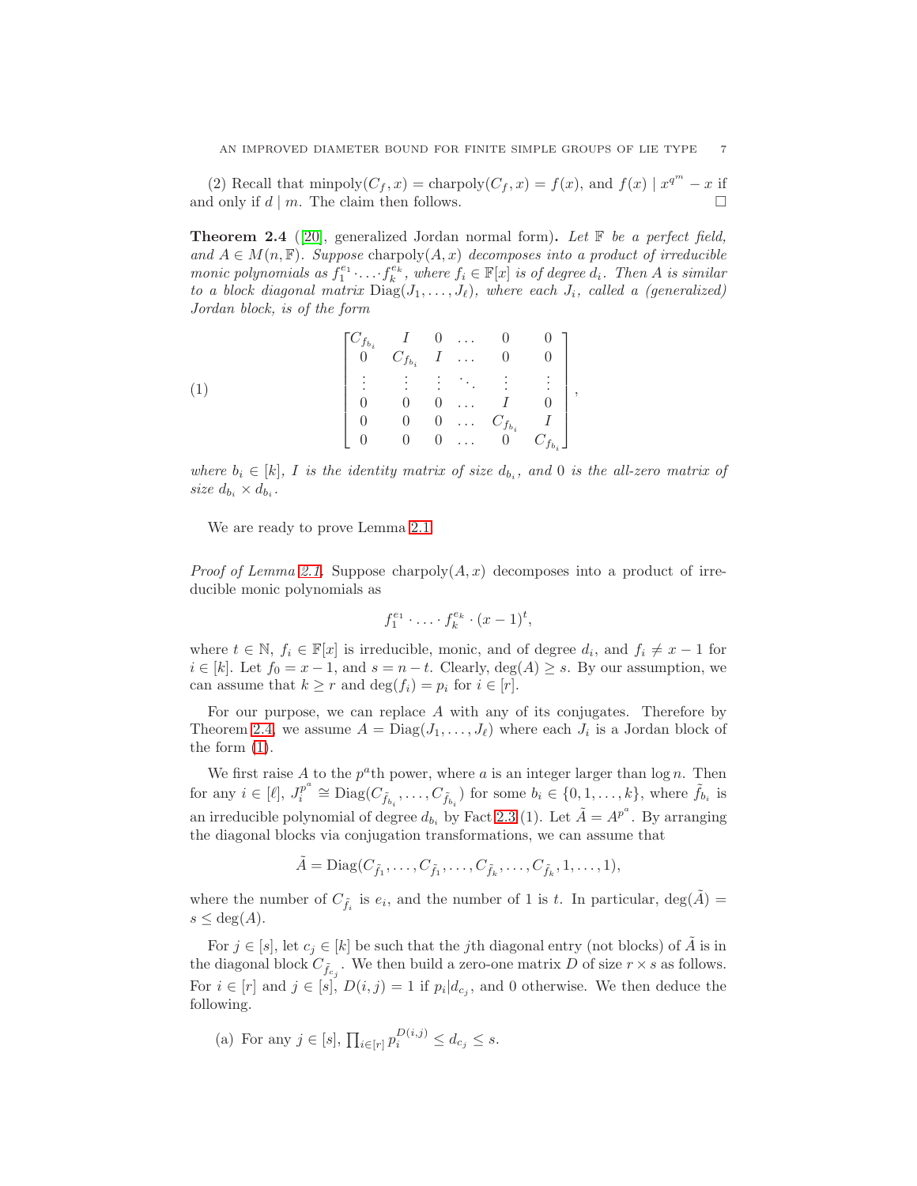(2) Recall that $\text{minpoly}(C_f, x) = \text{charpoly}(C_f, x) = f(x)$, and $f(x) \mid x^{q^m} - x$ if and only if $d \mid m$. The claim then follows. $\square$

**Theorem 2.4** ([20], generalized Jordan normal form)**.** *Let $\mathbb{F}$ be a perfect field, and $A \in M(n, \mathbb{F})$. Suppose $\text{charpoly}(A, x)$ decomposes into a product of irreducible monic polynomials as $f_1^{e_1} \cdot \ldots \cdot f_k^{e_k}$, where $f_i \in \mathbb{F}[x]$ is of degree $d_i$. Then $A$ is similar to a block diagonal matrix $\text{Diag}(J_1, \ldots, J_\ell)$, where each $J_i$, called a (generalized) Jordan block, is of the form*

$$
\begin{bmatrix}
C_{f_{b_i}} & I & 0 & \ldots & 0 & 0 \\
0 & C_{f_{b_i}} & I & \ldots & 0 & 0 \\
\vdots & \vdots & \vdots & \ddots & \vdots & \vdots \\
0 & 0 & 0 & \ldots & I & 0 \\
0 & 0 & 0 & \ldots & C_{f_{b_i}} & I \\
0 & 0 & 0 & \ldots & 0 & C_{f_{b_i}}
\end{bmatrix}, \tag{1}
$$

*where $b_i \in [k]$, $I$ is the identity matrix of size $d_{b_i}$, and $0$ is the all-zero matrix of size $d_{b_i} \times d_{b_i}$.*

We are ready to prove Lemma 2.1.

*Proof of Lemma 2.1.* Suppose $\text{charpoly}(A, x)$ decomposes into a product of irreducible monic polynomials as

$$f_1^{e_1} \cdot \ldots \cdot f_k^{e_k} \cdot (x-1)^t,$$

where $t \in \mathbb{N}$, $f_i \in \mathbb{F}[x]$ is irreducible, monic, and of degree $d_i$, and $f_i \neq x - 1$ for $i \in [k]$. Let $f_0 = x - 1$, and $s = n - t$. Clearly, $\deg(A) \geq s$. By our assumption, we can assume that $k \geq r$ and $\deg(f_i) = p_i$ for $i \in [r]$.

For our purpose, we can replace $A$ with any of its conjugates. Therefore by Theorem 2.4, we assume $A = \text{Diag}(J_1, \ldots, J_\ell)$ where each $J_i$ is a Jordan block of the form (1).

We first raise $A$ to the $p^a$th power, where $a$ is an integer larger than $\log n$. Then for any $i \in [\ell]$, $J_i^{p^a} \cong \text{Diag}(C_{\tilde{f}_{b_i}}, \ldots, C_{\tilde{f}_{b_i}})$ for some $b_i \in \{0, 1, \ldots, k\}$, where $\tilde{f}_{b_i}$ is an irreducible polynomial of degree $d_{b_i}$ by Fact 2.3 (1). Let $\tilde{A} = A^{p^a}$. By arranging the diagonal blocks via conjugation transformations, we can assume that

$$\tilde{A} = \text{Diag}(C_{\tilde{f}_1}, \ldots, C_{\tilde{f}_1}, \ldots, C_{\tilde{f}_k}, \ldots, C_{\tilde{f}_k}, 1, \ldots, 1),$$

where the number of $C_{\tilde{f}_i}$ is $e_i$, and the number of 1 is $t$. In particular, $\deg(\tilde{A}) = s \leq \deg(A)$.

For $j \in [s]$, let $c_j \in [k]$ be such that the $j$th diagonal entry (not blocks) of $\tilde{A}$ is in the diagonal block $C_{\tilde{f}_{c_j}}$. We then build a zero-one matrix $D$ of size $r \times s$ as follows. For $i \in [r]$ and $j \in [s]$, $D(i, j) = 1$ if $p_i | d_{c_j}$, and 0 otherwise. We then deduce the following.

(a) For any $j \in [s]$, $\prod_{i \in [r]} p_i^{D(i,j)} \leq d_{c_j} \leq s$.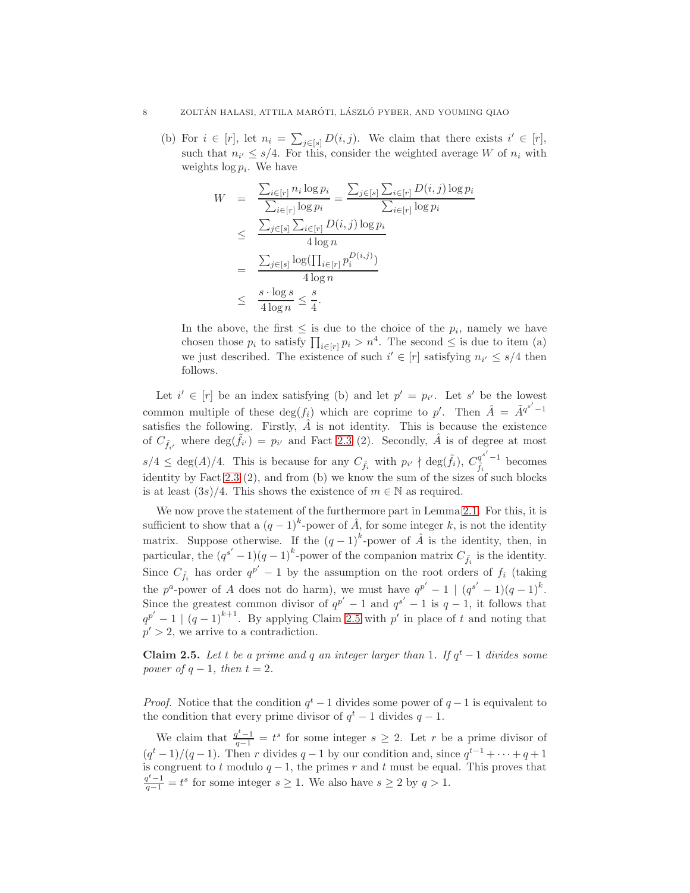(b) For $i \in [r]$, let $n_i = \sum_{j\in[s]} D(i,j)$. We claim that there exists $i' \in [r]$, such that $n_{i'} \leq s/4$. For this, consider the weighted average $W$ of $n_i$ with weights $\log p_i$. We have

$$
\begin{aligned}
W &= \frac{\sum_{i\in[r]} n_i \log p_i}{\sum_{i\in[r]} \log p_i} = \frac{\sum_{j\in[s]}\sum_{i\in[r]} D(i,j)\log p_i}{\sum_{i\in[r]} \log p_i} \\
&\leq \frac{\sum_{j\in[s]}\sum_{i\in[r]} D(i,j)\log p_i}{4\log n} \\
&= \frac{\sum_{j\in[s]} \log(\prod_{i\in[r]} p_i^{D(i,j)})}{4\log n} \\
&\leq \frac{s\cdot \log s}{4\log n} \leq \frac{s}{4}.
\end{aligned}
$$

In the above, the first $\leq$ is due to the choice of the $p_i$, namely we have chosen those $p_i$ to satisfy $\prod_{i\in[r]} p_i > n^4$. The second $\leq$ is due to item (a) we just described. The existence of such $i' \in [r]$ satisfying $n_{i'} \leq s/4$ then follows.

Let $i' \in [r]$ be an index satisfying (b) and let $p' = p_{i'}$. Let $s'$ be the lowest common multiple of these $\deg(f_i)$ which are coprime to $p'$. Then $\hat{A} = \tilde{A}^{q^{s'}-1}$ satisfies the following. Firstly, $\hat{A}$ is not identity. This is because the existence of $C_{\tilde{f}_{i'}}$ where $\deg(\tilde{f}_{i'}) = p_{i'}$ and Fact 2.3 (2). Secondly, $\hat{A}$ is of degree at most $s/4 \leq \deg(A)/4$. This is because for any $C_{\tilde{f}_i}$ with $p_{i'} \nmid \deg(\tilde{f}_i)$, $C_{\tilde{f}_i}^{q^{s'}-1}$ becomes identity by Fact 2.3 (2), and from (b) we know the sum of the sizes of such blocks is at least $(3s)/4$. This shows the existence of $m \in \mathbb{N}$ as required.

We now prove the statement of the furthermore part in Lemma 2.1. For this, it is sufficient to show that a $(q-1)^k$-power of $\hat{A}$, for some integer $k$, is not the identity matrix. Suppose otherwise. If the $(q-1)^k$-power of $\hat{A}$ is the identity, then, in particular, the $(q^{s'}-1)(q-1)^k$-power of the companion matrix $C_{\tilde{f}_i}$ is the identity. Since $C_{\tilde{f}_i}$ has order $q^{p'}-1$ by the assumption on the root orders of $f_i$ (taking the $p^a$-power of $A$ does not do harm), we must have $q^{p'}-1 \mid (q^{s'}-1)(q-1)^k$. Since the greatest common divisor of $q^{p'}-1$ and $q^{s'}-1$ is $q-1$, it follows that $q^{p'}-1 \mid (q-1)^{k+1}$. By applying Claim 2.5 with $p'$ in place of $t$ and noting that $p' > 2$, we arrive to a contradiction.

**Claim 2.5.** *Let $t$ be a prime and $q$ an integer larger than 1. If $q^t-1$ divides some power of $q-1$, then $t=2$.*

*Proof.* Notice that the condition $q^t-1$ divides some power of $q-1$ is equivalent to the condition that every prime divisor of $q^t-1$ divides $q-1$.

We claim that $\frac{q^t-1}{q-1} = t^s$ for some integer $s \geq 2$. Let $r$ be a prime divisor of $(q^t-1)/(q-1)$. Then $r$ divides $q-1$ by our condition and, since $q^{t-1}+\cdots+q+1$ is congruent to $t$ modulo $q-1$, the primes $r$ and $t$ must be equal. This proves that $\frac{q^t-1}{q-1} = t^s$ for some integer $s \geq 1$. We also have $s \geq 2$ by $q > 1$.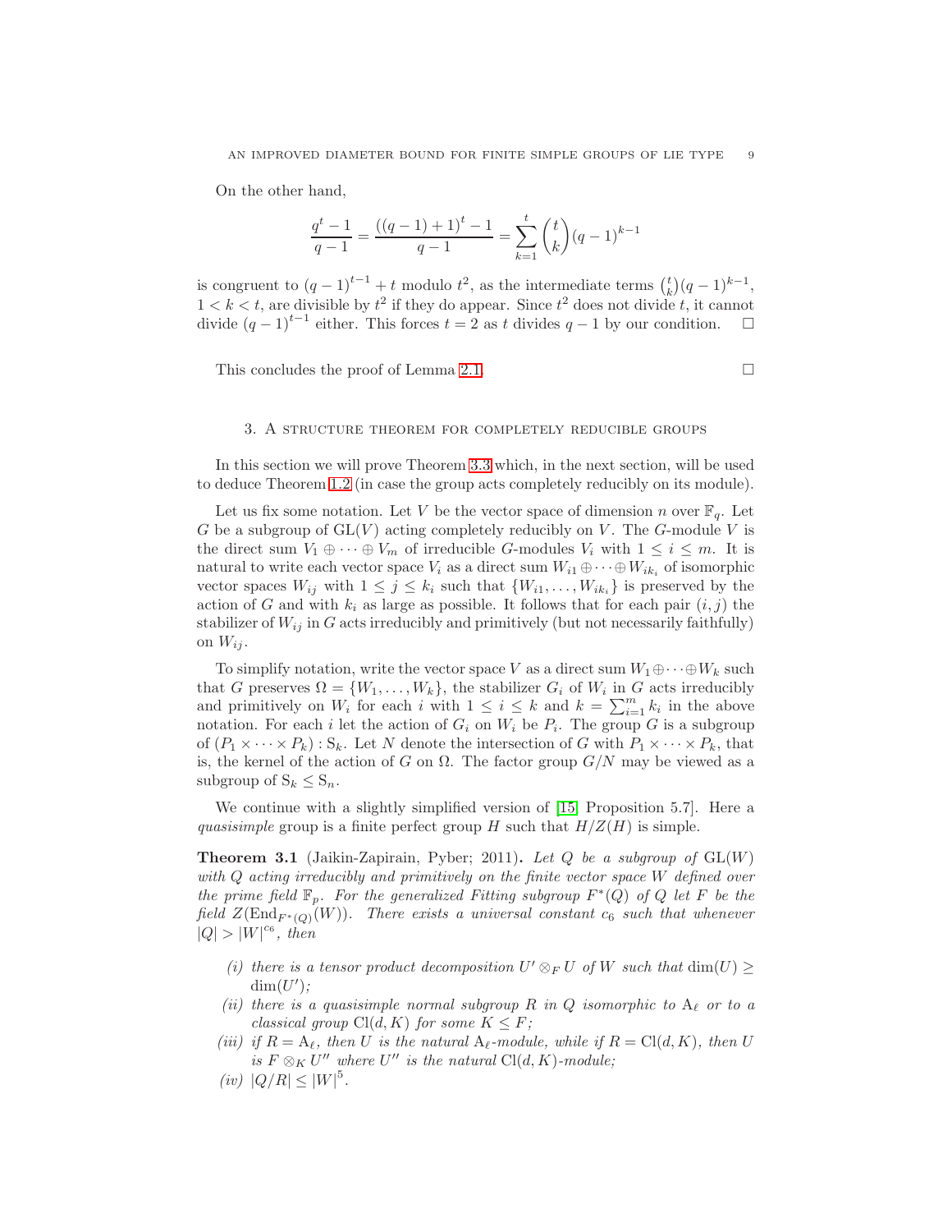On the other hand,

$$\frac{q^t - 1}{q - 1} = \frac{((q-1)+1)^t - 1}{q-1} = \sum_{k=1}^{t} \binom{t}{k} (q-1)^{k-1}$$

is congruent to $(q-1)^{t-1} + t$ modulo $t^2$, as the intermediate terms $\binom{t}{k}(q-1)^{k-1}$, $1 < k < t$, are divisible by $t^2$ if they do appear. Since $t^2$ does not divide $t$, it cannot divide $(q-1)^{t-1}$ either. This forces $t = 2$ as $t$ divides $q - 1$ by our condition. □

This concludes the proof of Lemma 2.1. □

## 3. A structure theorem for completely reducible groups

In this section we will prove Theorem 3.3 which, in the next section, will be used to deduce Theorem 1.2 (in case the group acts completely reducibly on its module).

Let us fix some notation. Let $V$ be the vector space of dimension $n$ over $\mathbb{F}_q$. Let $G$ be a subgroup of $\mathrm{GL}(V)$ acting completely reducibly on $V$. The $G$-module $V$ is the direct sum $V_1 \oplus \cdots \oplus V_m$ of irreducible $G$-modules $V_i$ with $1 \leq i \leq m$. It is natural to write each vector space $V_i$ as a direct sum $W_{i1} \oplus \cdots \oplus W_{ik_i}$ of isomorphic vector spaces $W_{ij}$ with $1 \leq j \leq k_i$ such that $\{W_{i1}, \ldots, W_{ik_i}\}$ is preserved by the action of $G$ and with $k_i$ as large as possible. It follows that for each pair $(i, j)$ the stabilizer of $W_{ij}$ in $G$ acts irreducibly and primitively (but not necessarily faithfully) on $W_{ij}$.

To simplify notation, write the vector space $V$ as a direct sum $W_1 \oplus \cdots \oplus W_k$ such that $G$ preserves $\Omega = \{W_1, \ldots, W_k\}$, the stabilizer $G_i$ of $W_i$ in $G$ acts irreducibly and primitively on $W_i$ for each $i$ with $1 \leq i \leq k$ and $k = \sum_{i=1}^{m} k_i$ in the above notation. For each $i$ let the action of $G_i$ on $W_i$ be $P_i$. The group $G$ is a subgroup of $(P_1 \times \cdots \times P_k) : \mathrm{S}_k$. Let $N$ denote the intersection of $G$ with $P_1 \times \cdots \times P_k$, that is, the kernel of the action of $G$ on $\Omega$. The factor group $G/N$ may be viewed as a subgroup of $\mathrm{S}_k \leq \mathrm{S}_n$.

We continue with a slightly simplified version of [15, Proposition 5.7]. Here a *quasisimple* group is a finite perfect group $H$ such that $H/Z(H)$ is simple.

**Theorem 3.1** (Jaikin-Zapirain, Pyber; 2011)**.** *Let $Q$ be a subgroup of $\mathrm{GL}(W)$ with $Q$ acting irreducibly and primitively on the finite vector space $W$ defined over the prime field $\mathbb{F}_p$. For the generalized Fitting subgroup $F^*(Q)$ of $Q$ let $F$ be the field $Z(\mathrm{End}_{F^*(Q)}(W))$. There exists a universal constant $c_6$ such that whenever $|Q| > |W|^{c_6}$, then*

- *(i) there is a tensor product decomposition $U' \otimes_F U$ of $W$ such that $\dim(U) \geq \dim(U')$;*
- *(ii) there is a quasisimple normal subgroup $R$ in $Q$ isomorphic to $\mathrm{A}_\ell$ or to a classical group $\mathrm{Cl}(d, K)$ for some $K \leq F$;*
- *(iii) if $R = \mathrm{A}_\ell$, then $U$ is the natural $\mathrm{A}_\ell$-module, while if $R = \mathrm{Cl}(d, K)$, then $U$ is $F \otimes_K U''$ where $U''$ is the natural $\mathrm{Cl}(d, K)$-module;*
- *(iv) $|Q/R| \leq |W|^5$.*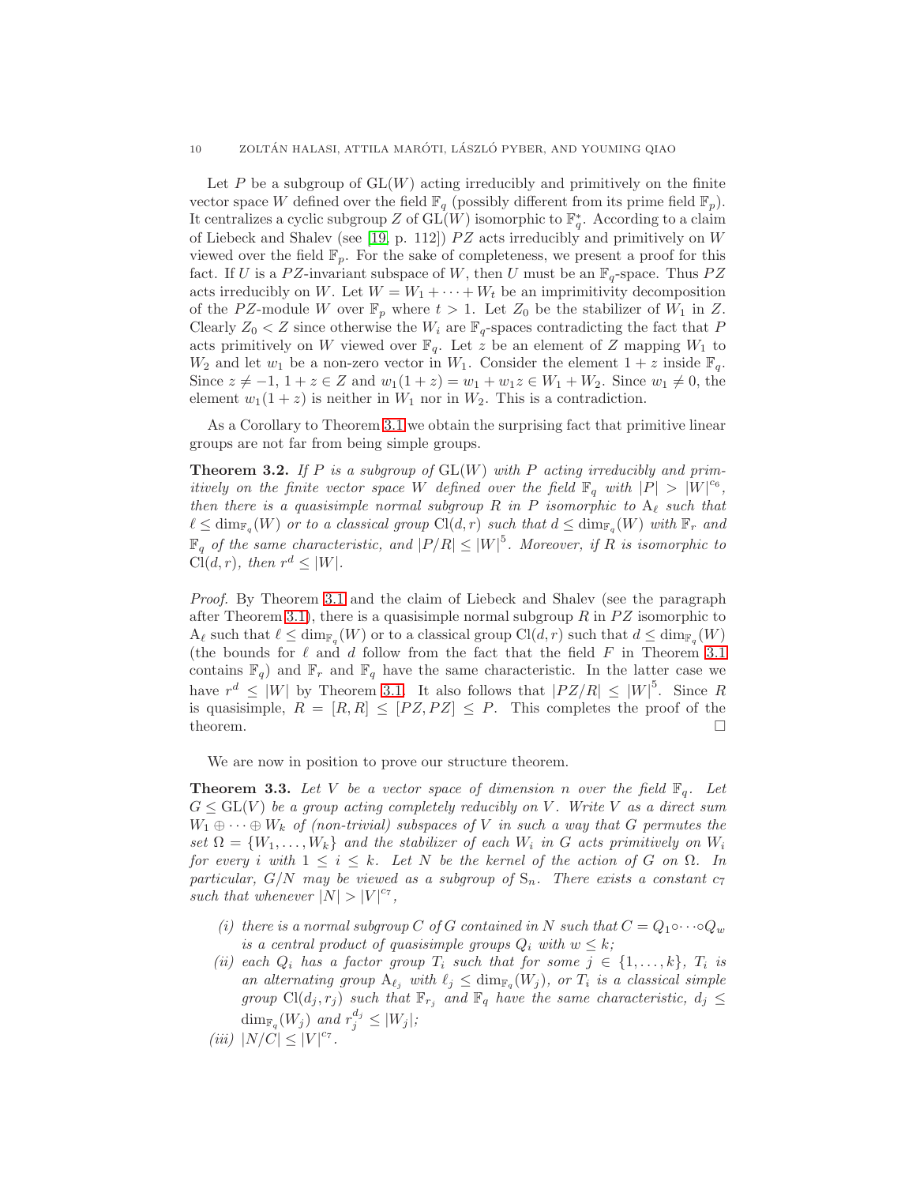Let $P$ be a subgroup of $\mathrm{GL}(W)$ acting irreducibly and primitively on the finite vector space $W$ defined over the field $\mathbb{F}_q$ (possibly different from its prime field $\mathbb{F}_p$). It centralizes a cyclic subgroup $Z$ of $\mathrm{GL}(W)$ isomorphic to $\mathbb{F}_q^*$. According to a claim of Liebeck and Shalev (see [19, p. 112]) $PZ$ acts irreducibly and primitively on $W$ viewed over the field $\mathbb{F}_p$. For the sake of completeness, we present a proof for this fact. If $U$ is a $PZ$-invariant subspace of $W$, then $U$ must be an $\mathbb{F}_q$-space. Thus $PZ$ acts irreducibly on $W$. Let $W = W_1 + \cdots + W_t$ be an imprimitivity decomposition of the $PZ$-module $W$ over $\mathbb{F}_p$ where $t > 1$. Let $Z_0$ be the stabilizer of $W_1$ in $Z$. Clearly $Z_0 < Z$ since otherwise the $W_i$ are $\mathbb{F}_q$-spaces contradicting the fact that $P$ acts primitively on $W$ viewed over $\mathbb{F}_q$. Let $z$ be an element of $Z$ mapping $W_1$ to $W_2$ and let $w_1$ be a non-zero vector in $W_1$. Consider the element $1+z$ inside $\mathbb{F}_q$. Since $z \neq -1$, $1+z \in Z$ and $w_1(1+z) = w_1 + w_1 z \in W_1 + W_2$. Since $w_1 \neq 0$, the element $w_1(1+z)$ is neither in $W_1$ nor in $W_2$. This is a contradiction.

As a Corollary to Theorem 3.1 we obtain the surprising fact that primitive linear groups are not far from being simple groups.

**Theorem 3.2.** *If $P$ is a subgroup of $\mathrm{GL}(W)$ with $P$ acting irreducibly and primitively on the finite vector space $W$ defined over the field $\mathbb{F}_q$ with $|P| > |W|^{c_6}$, then there is a quasisimple normal subgroup $R$ in $P$ isomorphic to $\mathrm{A}_\ell$ such that $\ell \leq \dim_{\mathbb{F}_q}(W)$ or to a classical group $\mathrm{Cl}(d,r)$ such that $d \leq \dim_{\mathbb{F}_q}(W)$ with $\mathbb{F}_r$ and $\mathbb{F}_q$ of the same characteristic, and $|P/R| \leq |W|^5$. Moreover, if $R$ is isomorphic to $\mathrm{Cl}(d,r)$, then $r^d \leq |W|$.*

*Proof.* By Theorem 3.1 and the claim of Liebeck and Shalev (see the paragraph after Theorem 3.1), there is a quasisimple normal subgroup $R$ in $PZ$ isomorphic to $\mathrm{A}_\ell$ such that $\ell \leq \dim_{\mathbb{F}_q}(W)$ or to a classical group $\mathrm{Cl}(d,r)$ such that $d \leq \dim_{\mathbb{F}_q}(W)$ (the bounds for $\ell$ and $d$ follow from the fact that the field $F$ in Theorem 3.1 contains $\mathbb{F}_q$) and $\mathbb{F}_r$ and $\mathbb{F}_q$ have the same characteristic. In the latter case we have $r^d \leq |W|$ by Theorem 3.1. It also follows that $|PZ/R| \leq |W|^5$. Since $R$ is quasisimple, $R = [R,R] \leq [PZ,PZ] \leq P$. This completes the proof of the theorem. $\square$

We are now in position to prove our structure theorem.

**Theorem 3.3.** *Let $V$ be a vector space of dimension $n$ over the field $\mathbb{F}_q$. Let $G \leq \mathrm{GL}(V)$ be a group acting completely reducibly on $V$. Write $V$ as a direct sum $W_1 \oplus \cdots \oplus W_k$ of (non-trivial) subspaces of $V$ in such a way that $G$ permutes the set $\Omega = \{W_1, \ldots, W_k\}$ and the stabilizer of each $W_i$ in $G$ acts primitively on $W_i$ for every $i$ with $1 \leq i \leq k$. Let $N$ be the kernel of the action of $G$ on $\Omega$. In particular, $G/N$ may be viewed as a subgroup of $\mathrm{S}_n$. There exists a constant $c_7$ such that whenever $|N| > |V|^{c_7}$,*

- *(i) there is a normal subgroup $C$ of $G$ contained in $N$ such that $C = Q_1 \circ \cdots \circ Q_w$ is a central product of quasisimple groups $Q_i$ with $w \leq k$;*
- *(ii) each $Q_i$ has a factor group $T_i$ such that for some $j \in \{1, \ldots, k\}$, $T_i$ is an alternating group $\mathrm{A}_{\ell_j}$ with $\ell_j \leq \dim_{\mathbb{F}_q}(W_j)$, or $T_i$ is a classical simple group $\mathrm{Cl}(d_j, r_j)$ such that $\mathbb{F}_{r_j}$ and $\mathbb{F}_q$ have the same characteristic, $d_j \leq \dim_{\mathbb{F}_q}(W_j)$ and $r_j^{d_j} \leq |W_j|$;*
- *(iii) $|N/C| \leq |V|^{c_7}$.*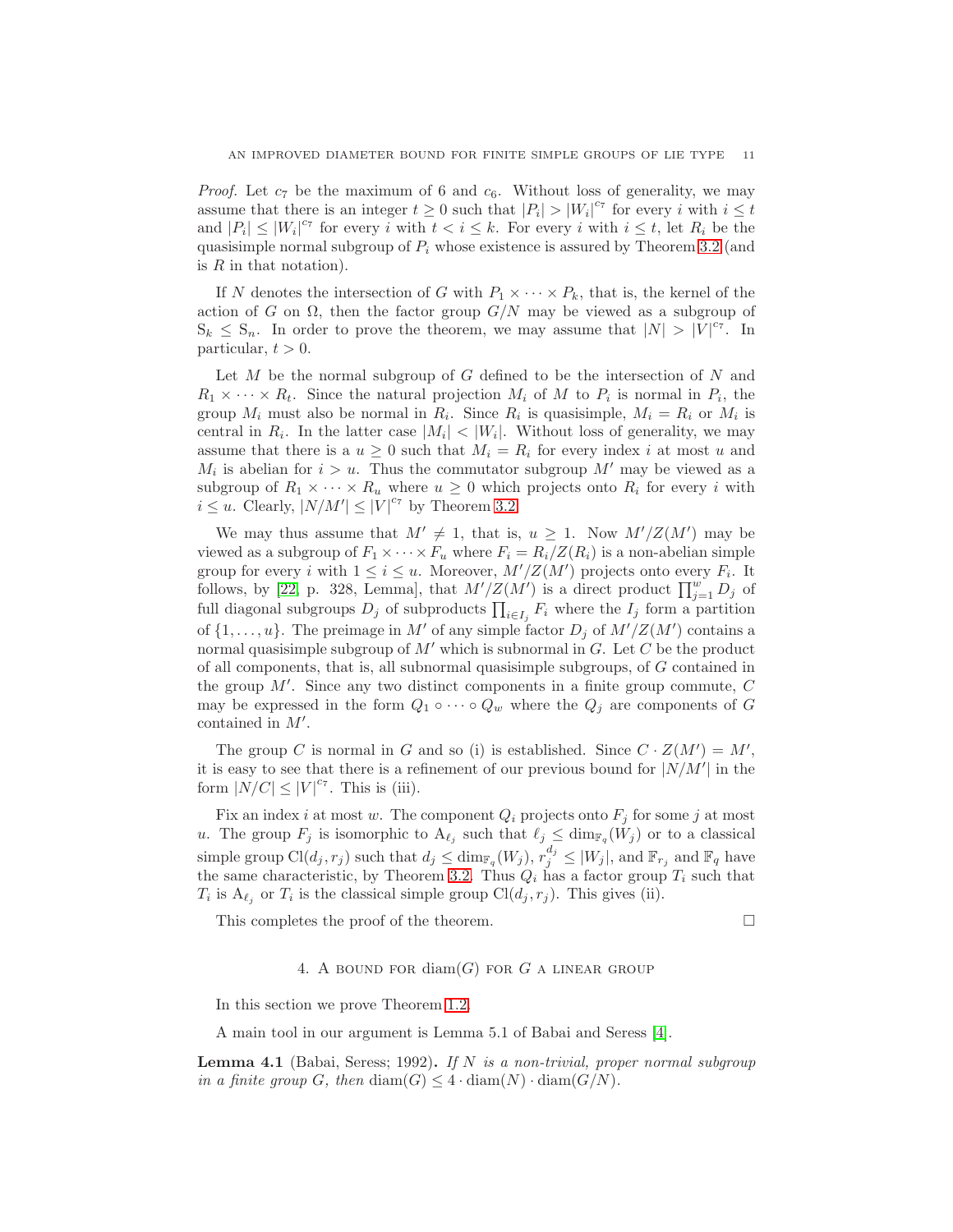*Proof.* Let $c_7$ be the maximum of 6 and $c_6$. Without loss of generality, we may assume that there is an integer $t \geq 0$ such that $|P_i| > |W_i|^{c_7}$ for every $i$ with $i \leq t$ and $|P_i| \leq |W_i|^{c_7}$ for every $i$ with $t < i \leq k$. For every $i$ with $i \leq t$, let $R_i$ be the quasisimple normal subgroup of $P_i$ whose existence is assured by Theorem 3.2 (and is $R$ in that notation).

If $N$ denotes the intersection of $G$ with $P_1 \times \cdots \times P_k$, that is, the kernel of the action of $G$ on $\Omega$, then the factor group $G/N$ may be viewed as a subgroup of $\mathrm{S}_k \leq \mathrm{S}_n$. In order to prove the theorem, we may assume that $|N| > |V|^{c_7}$. In particular, $t > 0$.

Let $M$ be the normal subgroup of $G$ defined to be the intersection of $N$ and $R_1 \times \cdots \times R_t$. Since the natural projection $M_i$ of $M$ to $P_i$ is normal in $P_i$, the group $M_i$ must also be normal in $R_i$. Since $R_i$ is quasisimple, $M_i = R_i$ or $M_i$ is central in $R_i$. In the latter case $|M_i| < |W_i|$. Without loss of generality, we may assume that there is a $u \geq 0$ such that $M_i = R_i$ for every index $i$ at most $u$ and $M_i$ is abelian for $i > u$. Thus the commutator subgroup $M'$ may be viewed as a subgroup of $R_1 \times \cdots \times R_u$ where $u \geq 0$ which projects onto $R_i$ for every $i$ with $i \leq u$. Clearly, $|N/M'| \leq |V|^{c_7}$ by Theorem 3.2.

We may thus assume that $M' \neq 1$, that is, $u \geq 1$. Now $M'/Z(M')$ may be viewed as a subgroup of $F_1 \times \cdots \times F_u$ where $F_i = R_i/Z(R_i)$ is a non-abelian simple group for every $i$ with $1 \leq i \leq u$. Moreover, $M'/Z(M')$ projects onto every $F_i$. It follows, by [22, p. 328, Lemma], that $M'/Z(M')$ is a direct product $\prod_{j=1}^{w} D_j$ of full diagonal subgroups $D_j$ of subproducts $\prod_{i \in I_j} F_i$ where the $I_j$ form a partition of $\{1, \ldots, u\}$. The preimage in $M'$ of any simple factor $D_j$ of $M'/Z(M')$ contains a normal quasisimple subgroup of $M'$ which is subnormal in $G$. Let $C$ be the product of all components, that is, all subnormal quasisimple subgroups, of $G$ contained in the group $M'$. Since any two distinct components in a finite group commute, $C$ may be expressed in the form $Q_1 \circ \cdots \circ Q_w$ where the $Q_j$ are components of $G$ contained in $M'$.

The group $C$ is normal in $G$ and so (i) is established. Since $C \cdot Z(M') = M'$, it is easy to see that there is a refinement of our previous bound for $|N/M'|$ in the form $|N/C| \leq |V|^{c_7}$. This is (iii).

Fix an index $i$ at most $w$. The component $Q_i$ projects onto $F_j$ for some $j$ at most $u$. The group $F_j$ is isomorphic to $\mathrm{A}_{\ell_j}$ such that $\ell_j \leq \dim_{\mathbb{F}_q}(W_j)$ or to a classical simple group $\mathrm{Cl}(d_j, r_j)$ such that $d_j \leq \dim_{\mathbb{F}_q}(W_j)$, $r_j^{d_j} \leq |W_j|$, and $\mathbb{F}_{r_j}$ and $\mathbb{F}_q$ have the same characteristic, by Theorem 3.2. Thus $Q_i$ has a factor group $T_i$ such that $T_i$ is $\mathrm{A}_{\ell_j}$ or $T_i$ is the classical simple group $\mathrm{Cl}(d_j, r_j)$. This gives (ii).

This completes the proof of the theorem. □

## 4. A bound for $\mathrm{diam}(G)$ for $G$ a linear group

In this section we prove Theorem 1.2.

A main tool in our argument is Lemma 5.1 of Babai and Seress [4].

**Lemma 4.1** (Babai, Seress; 1992)**.** *If $N$ is a non-trivial, proper normal subgroup in a finite group $G$, then $\mathrm{diam}(G) \leq 4 \cdot \mathrm{diam}(N) \cdot \mathrm{diam}(G/N)$.*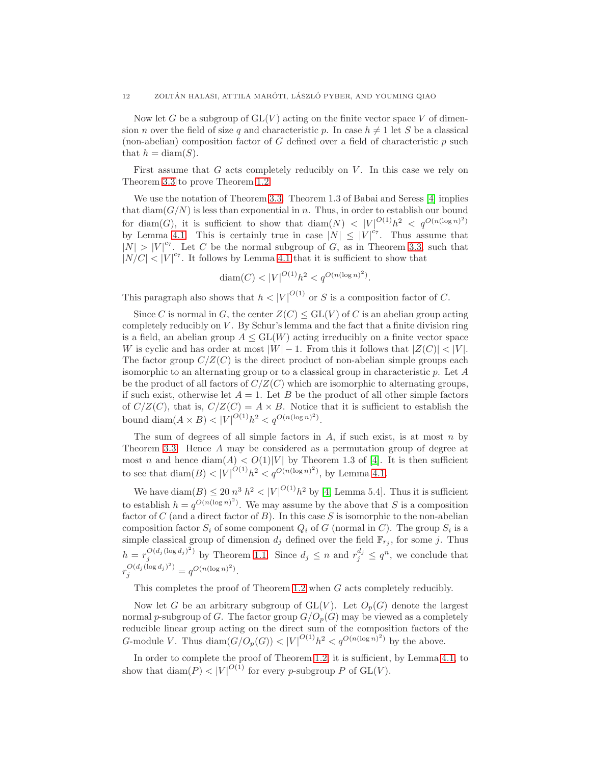Now let $G$ be a subgroup of $\mathrm{GL}(V)$ acting on the finite vector space $V$ of dimension $n$ over the field of size $q$ and characteristic $p$. In case $h \neq 1$ let $S$ be a classical (non-abelian) composition factor of $G$ defined over a field of characteristic $p$ such that $h = \mathrm{diam}(S)$.

First assume that $G$ acts completely reducibly on $V$. In this case we rely on Theorem 3.3 to prove Theorem 1.2.

We use the notation of Theorem 3.3. Theorem 1.3 of Babai and Seress [4] implies that $\mathrm{diam}(G/N)$ is less than exponential in $n$. Thus, in order to establish our bound for $\mathrm{diam}(G)$, it is sufficient to show that $\mathrm{diam}(N) < |V|^{O(1)} h^2 < q^{O(n(\log n)^2)}$ by Lemma 4.1. This is certainly true in case $|N| \leq |V|^{c_7}$. Thus assume that $|N| > |V|^{c_7}$. Let $C$ be the normal subgroup of $G$, as in Theorem 3.3, such that $|N/C| < |V|^{c_7}$. It follows by Lemma 4.1 that it is sufficient to show that

$$\mathrm{diam}(C) < |V|^{O(1)} h^2 < q^{O(n(\log n)^2)}.$$

This paragraph also shows that $h < |V|^{O(1)}$ or $S$ is a composition factor of $C$.

Since $C$ is normal in $G$, the center $Z(C) \leq \mathrm{GL}(V)$ of $C$ is an abelian group acting completely reducibly on $V$. By Schur's lemma and the fact that a finite division ring is a field, an abelian group $A \leq \mathrm{GL}(W)$ acting irreducibly on a finite vector space $W$ is cyclic and has order at most $|W| - 1$. From this it follows that $|Z(C)| < |V|$. The factor group $C/Z(C)$ is the direct product of non-abelian simple groups each isomorphic to an alternating group or to a classical group in characteristic $p$. Let $A$ be the product of all factors of $C/Z(C)$ which are isomorphic to alternating groups, if such exist, otherwise let $A = 1$. Let $B$ be the product of all other simple factors of $C/Z(C)$, that is, $C/Z(C) = A \times B$. Notice that it is sufficient to establish the bound $\mathrm{diam}(A \times B) < |V|^{O(1)} h^2 < q^{O(n(\log n)^2)}$.

The sum of degrees of all simple factors in $A$, if such exist, is at most $n$ by Theorem 3.3. Hence $A$ may be considered as a permutation group of degree at most $n$ and hence $\mathrm{diam}(A) < O(1)|V|$ by Theorem 1.3 of [4]. It is then sufficient to see that $\mathrm{diam}(B) < |V|^{O(1)} h^2 < q^{O(n(\log n)^2)}$, by Lemma 4.1.

We have $\mathrm{diam}(B) \leq 20\, n^3\, h^2 < |V|^{O(1)} h^2$ by [4, Lemma 5.4]. Thus it is sufficient to establish $h = q^{O(n(\log n)^2)}$. We may assume by the above that $S$ is a composition factor of $C$ (and a direct factor of $B$). In this case $S$ is isomorphic to the non-abelian composition factor $S_i$ of some component $Q_i$ of $G$ (normal in $C$). The group $S_i$ is a simple classical group of dimension $d_j$ defined over the field $\mathbb{F}_{r_j}$, for some $j$. Thus $h = r_j^{O(d_j(\log d_j)^2)}$ by Theorem 1.1. Since $d_j \leq n$ and $r_j^{d_j} \leq q^n$, we conclude that $r_j^{O(d_j(\log d_j)^2)} = q^{O(n(\log n)^2)}$.

This completes the proof of Theorem 1.2 when $G$ acts completely reducibly.

Now let $G$ be an arbitrary subgroup of $\mathrm{GL}(V)$. Let $O_p(G)$ denote the largest normal $p$-subgroup of $G$. The factor group $G/O_p(G)$ may be viewed as a completely reducible linear group acting on the direct sum of the composition factors of the $G$-module $V$. Thus $\mathrm{diam}(G/O_p(G)) < |V|^{O(1)} h^2 < q^{O(n(\log n)^2)}$ by the above.

In order to complete the proof of Theorem 1.2, it is sufficient, by Lemma 4.1, to show that $\mathrm{diam}(P) < |V|^{O(1)}$ for every $p$-subgroup $P$ of $\mathrm{GL}(V)$.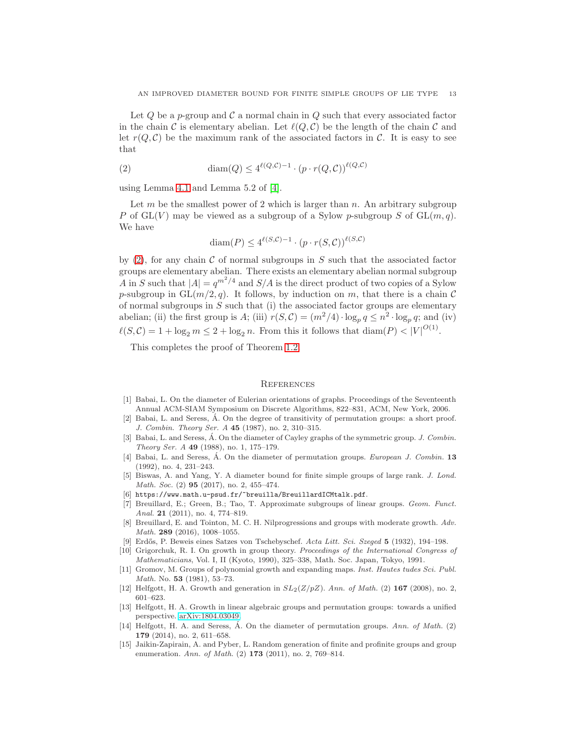Let $Q$ be a $p$-group and $\mathcal{C}$ a normal chain in $Q$ such that every associated factor in the chain $\mathcal{C}$ is elementary abelian. Let $\ell(Q,\mathcal{C})$ be the length of the chain $\mathcal{C}$ and let $r(Q,\mathcal{C})$ be the maximum rank of the associated factors in $\mathcal{C}$. It is easy to see that

$$\operatorname{diam}(Q) \leq 4^{\ell(Q,\mathcal{C})-1} \cdot (p \cdot r(Q,\mathcal{C}))^{\ell(Q,\mathcal{C})} \tag{2}$$

using Lemma 4.1 and Lemma 5.2 of [4].

Let $m$ be the smallest power of 2 which is larger than $n$. An arbitrary subgroup $P$ of $\mathrm{GL}(V)$ may be viewed as a subgroup of a Sylow $p$-subgroup $S$ of $\mathrm{GL}(m,q)$. We have

$$\operatorname{diam}(P) \leq 4^{\ell(S,\mathcal{C})-1} \cdot (p \cdot r(S,\mathcal{C}))^{\ell(S,\mathcal{C})}$$

by (2), for any chain $\mathcal{C}$ of normal subgroups in $S$ such that the associated factor groups are elementary abelian. There exists an elementary abelian normal subgroup $A$ in $S$ such that $|A| = q^{m^2/4}$ and $S/A$ is the direct product of two copies of a Sylow $p$-subgroup in $\mathrm{GL}(m/2,q)$. It follows, by induction on $m$, that there is a chain $\mathcal{C}$ of normal subgroups in $S$ such that (i) the associated factor groups are elementary abelian; (ii) the first group is $A$; (iii) $r(S,\mathcal{C}) = (m^2/4) \cdot \log_p q \leq n^2 \cdot \log_p q$; and (iv) $\ell(S,\mathcal{C}) = 1 + \log_2 m \leq 2 + \log_2 n$. From this it follows that $\operatorname{diam}(P) < |V|^{O(1)}$.

This completes the proof of Theorem 1.2.

## References

[1] Babai, L. On the diameter of Eulerian orientations of graphs. Proceedings of the Seventeenth Annual ACM-SIAM Symposium on Discrete Algorithms, 822–831, ACM, New York, 2006.

[2] Babai, L. and Seress, Á. On the degree of transitivity of permutation groups: a short proof. *J. Combin. Theory Ser. A* **45** (1987), no. 2, 310–315.

[3] Babai, L. and Seress, Á. On the diameter of Cayley graphs of the symmetric group. *J. Combin. Theory Ser. A* **49** (1988), no. 1, 175–179.

[4] Babai, L. and Seress, Á. On the diameter of permutation groups. *European J. Combin.* **13** (1992), no. 4, 231–243.

[5] Biswas, A. and Yang, Y. A diameter bound for finite simple groups of large rank. *J. Lond. Math. Soc.* (2) **95** (2017), no. 2, 455–474.

[6] `https://www.math.u-psud.fr/~breuilla/BreuillardICMtalk.pdf`.

[7] Breuillard, E.; Green, B.; Tao, T. Approximate subgroups of linear groups. *Geom. Funct. Anal.* **21** (2011), no. 4, 774–819.

[8] Breuillard, E. and Tointon, M. C. H. Nilprogressions and groups with moderate growth. *Adv. Math.* **289** (2016), 1008–1055.

[9] Erdős, P. Beweis eines Satzes von Tschebyschef. *Acta Litt. Sci. Szeged* **5** (1932), 194–198.

[10] Grigorchuk, R. I. On growth in group theory. *Proceedings of the International Congress of Mathematicians*, Vol. I, II (Kyoto, 1990), 325–338, Math. Soc. Japan, Tokyo, 1991.

[11] Gromov, M. Groups of polynomial growth and expanding maps. *Inst. Hautes tudes Sci. Publ. Math.* No. **53** (1981), 53–73.

[12] Helfgott, H. A. Growth and generation in $SL_2(Z/pZ)$. *Ann. of Math.* (2) **167** (2008), no. 2, 601–623.

[13] Helfgott, H. A. Growth in linear algebraic groups and permutation groups: towards a unified perspective. arXiv:1804.03049.

[14] Helfgott, H. A. and Seress, Á. On the diameter of permutation groups. *Ann. of Math.* (2) **179** (2014), no. 2, 611–658.

[15] Jaikin-Zapirain, A. and Pyber, L. Random generation of finite and profinite groups and group enumeration. *Ann. of Math.* (2) **173** (2011), no. 2, 769–814.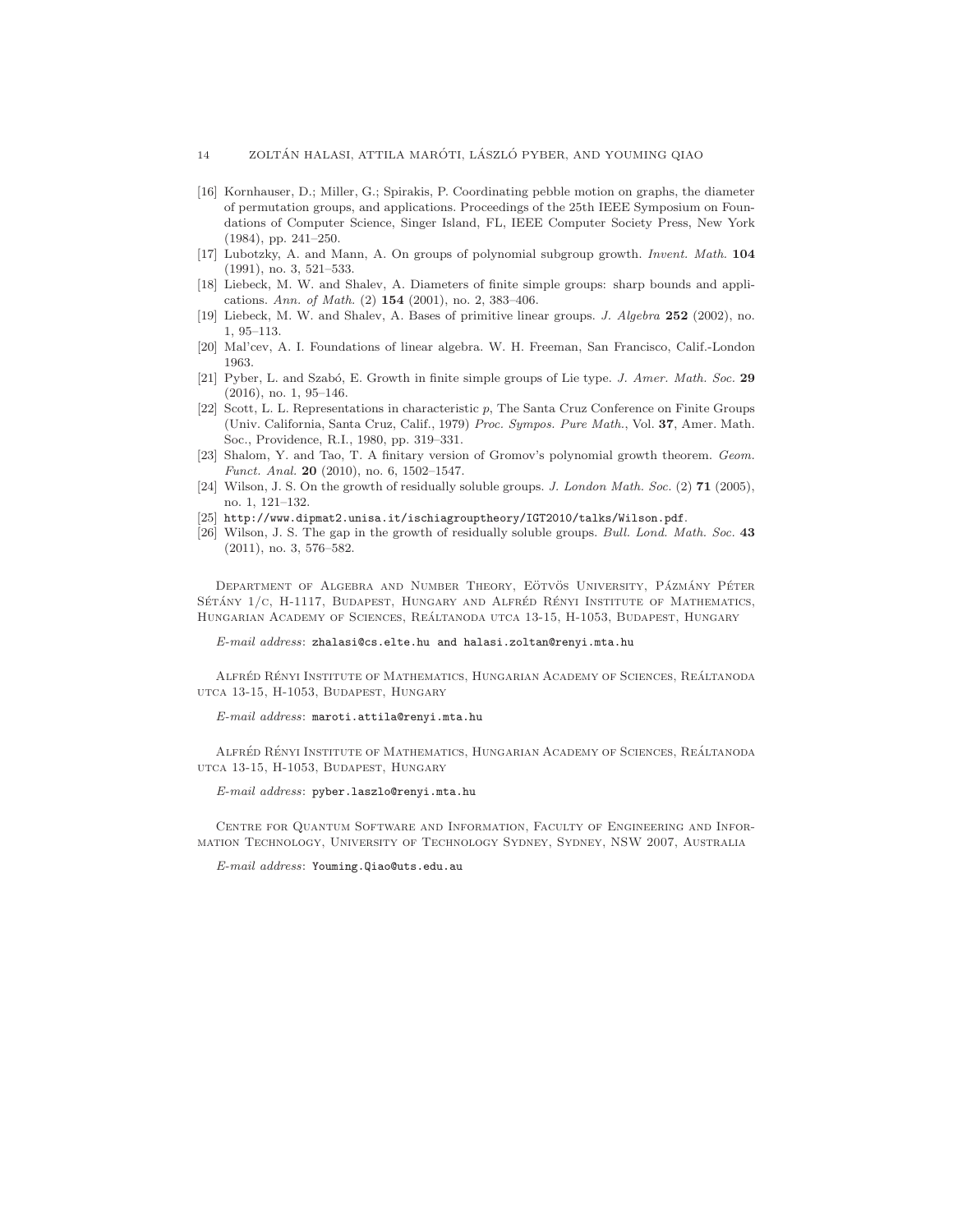[16] Kornhauser, D.; Miller, G.; Spirakis, P. Coordinating pebble motion on graphs, the diameter of permutation groups, and applications. Proceedings of the 25th IEEE Symposium on Foundations of Computer Science, Singer Island, FL, IEEE Computer Society Press, New York (1984), pp. 241–250.

[17] Lubotzky, A. and Mann, A. On groups of polynomial subgroup growth. *Invent. Math.* **104** (1991), no. 3, 521–533.

[18] Liebeck, M. W. and Shalev, A. Diameters of finite simple groups: sharp bounds and applications. *Ann. of Math.* (2) **154** (2001), no. 2, 383–406.

[19] Liebeck, M. W. and Shalev, A. Bases of primitive linear groups. *J. Algebra* **252** (2002), no. 1, 95–113.

[20] Mal'cev, A. I. Foundations of linear algebra. W. H. Freeman, San Francisco, Calif.-London 1963.

[21] Pyber, L. and Szabó, E. Growth in finite simple groups of Lie type. *J. Amer. Math. Soc.* **29** (2016), no. 1, 95–146.

[22] Scott, L. L. Representations in characteristic $p$, The Santa Cruz Conference on Finite Groups (Univ. California, Santa Cruz, Calif., 1979) *Proc. Sympos. Pure Math.*, Vol. **37**, Amer. Math. Soc., Providence, R.I., 1980, pp. 319–331.

[23] Shalom, Y. and Tao, T. A finitary version of Gromov's polynomial growth theorem. *Geom. Funct. Anal.* **20** (2010), no. 6, 1502–1547.

[24] Wilson, J. S. On the growth of residually soluble groups. *J. London Math. Soc.* (2) **71** (2005), no. 1, 121–132.

[25] `http://www.dipmat2.unisa.it/ischiagrouptheory/IGT2010/talks/Wilson.pdf`.

[26] Wilson, J. S. The gap in the growth of residually soluble groups. *Bull. Lond. Math. Soc.* **43** (2011), no. 3, 576–582.

Department of Algebra and Number Theory, Eötvös University, Pázmány Péter Sétány 1/c, H-1117, Budapest, Hungary and Alfréd Rényi Institute of Mathematics, Hungarian Academy of Sciences, Reáltanoda utca 13-15, H-1053, Budapest, Hungary

*E-mail address*: `zhalasi@cs.elte.hu and halasi.zoltan@renyi.mta.hu`

Alfréd Rényi Institute of Mathematics, Hungarian Academy of Sciences, Reáltanoda utca 13-15, H-1053, Budapest, Hungary

*E-mail address*: `maroti.attila@renyi.mta.hu`

Alfréd Rényi Institute of Mathematics, Hungarian Academy of Sciences, Reáltanoda utca 13-15, H-1053, Budapest, Hungary

*E-mail address*: `pyber.laszlo@renyi.mta.hu`

Centre for Quantum Software and Information, Faculty of Engineering and Information Technology, University of Technology Sydney, Sydney, NSW 2007, Australia

*E-mail address*: `Youming.Qiao@uts.edu.au`